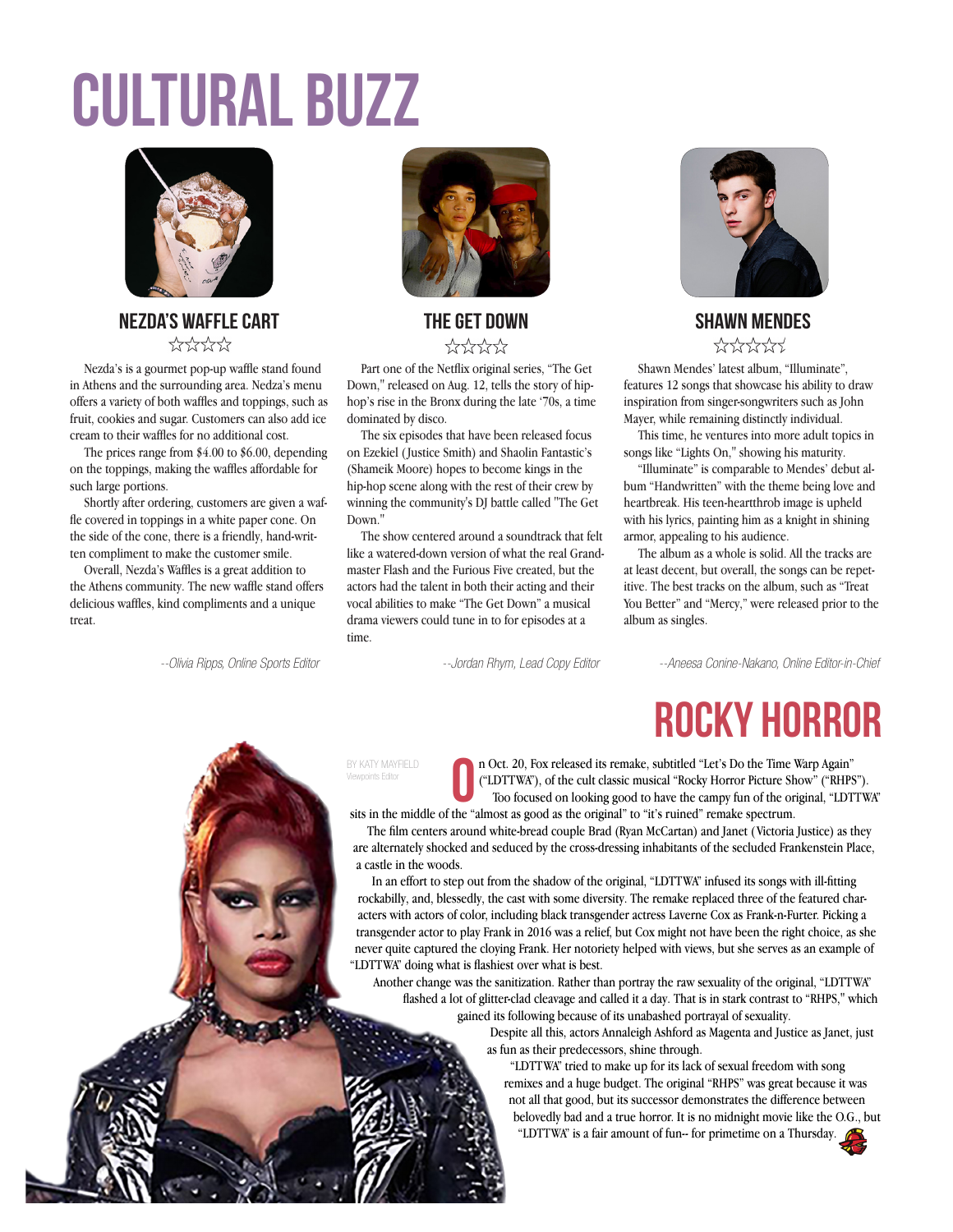# CULTURAL BUZZ

## NEZDA'S WAFFLE CART

☆☆☆☆

Nezda's is a gourmet pop-up waffle stand found in Athens and the surrounding area. Nedza's menu offers a variety of both waffles and toppings, such as fruit, cookies and sugar. Customers can also add ice cream to their waffles for no additional cost.

The prices range from $4.00 to $6.00, depending on the toppings, making the waffles affordable for such large portions.

Shortly after ordering, customers are given a waffle covered in toppings in a white paper cone. On the side of the cone, there is a friendly, hand-written compliment to make the customer smile.

Overall, Nezda's Waffles is a great addition to the Athens community. The new waffle stand offers delicious waffles, kind compliments and a unique treat.

*--Olivia Ripps, Online Sports Editor*

## THE GET DOWN

☆☆☆☆

Part one of the Netflix original series, "The Get Down," released on Aug. 12, tells the story of hip-hop's rise in the Bronx during the late '70s, a time dominated by disco.

The six episodes that have been released focus on Ezekiel (Justice Smith) and Shaolin Fantastic's (Shameik Moore) hopes to become kings in the hip-hop scene along with the rest of their crew by winning the community's DJ battle called "The Get Down."

The show centered around a soundtrack that felt like a watered-down version of what the real Grandmaster Flash and the Furious Five created, but the actors had the talent in both their acting and their vocal abilities to make "The Get Down" a musical drama viewers could tune in to for episodes at a time.

*--Jordan Rhym, Lead Copy Editor*

## SHAWN MENDES

☆☆☆☆☆

Shawn Mendes' latest album, "Illuminate", features 12 songs that showcase his ability to draw inspiration from singer-songwriters such as John Mayer, while remaining distinctly individual.

This time, he ventures into more adult topics in songs like "Lights On," showing his maturity.

"Illuminate" is comparable to Mendes' debut album "Handwritten" with the theme being love and heartbreak. His teen-heartthrob image is upheld with his lyrics, painting him as a knight in shining armor, appealing to his audience.

The album as a whole is solid. All the tracks are at least decent, but overall, the songs can be repetitive. The best tracks on the album, such as "Treat You Better" and "Mercy," were released prior to the album as singles.

*--Aneesa Conine-Nakano, Online Editor-in-Chief*

# ROCKY HORROR

BY KATY MAYFIELD
Viewpoints Editor

On Oct. 20, Fox released its remake, subtitled "Let's Do the Time Warp Again" ("LDTTWA"), of the cult classic musical "Rocky Horror Picture Show" ("RHPS"). Too focused on looking good to have the campy fun of the original, "LDTTWA" sits in the middle of the "almost as good as the original" to "it's ruined" remake spectrum.

The film centers around white-bread couple Brad (Ryan McCartan) and Janet (Victoria Justice) as they are alternately shocked and seduced by the cross-dressing inhabitants of the secluded Frankenstein Place, a castle in the woods.

In an effort to step out from the shadow of the original, "LDTTWA" infused its songs with ill-fitting rockabilly, and, blessedly, the cast with some diversity. The remake replaced three of the featured characters with actors of color, including black transgender actress Laverne Cox as Frank-n-Furter. Picking a transgender actor to play Frank in 2016 was a relief, but Cox might not have been the right choice, as she never quite captured the cloying Frank. Her notoriety helped with views, but she serves as an example of "LDTTWA" doing what is flashiest over what is best.

Another change was the sanitization. Rather than portray the raw sexuality of the original, "LDTTWA" flashed a lot of glitter-clad cleavage and called it a day. That is in stark contrast to "RHPS," which gained its following because of its unabashed portrayal of sexuality.

Despite all this, actors Annaleigh Ashford as Magenta and Justice as Janet, just as fun as their predecessors, shine through.

"LDTTWA" tried to make up for its lack of sexual freedom with song remixes and a huge budget. The original "RHPS" was great because it was not all that good, but its successor demonstrates the difference between belovedly bad and a true horror. It is no midnight movie like the O.G., but "LDTTWA" is a fair amount of fun-- for primetime on a Thursday.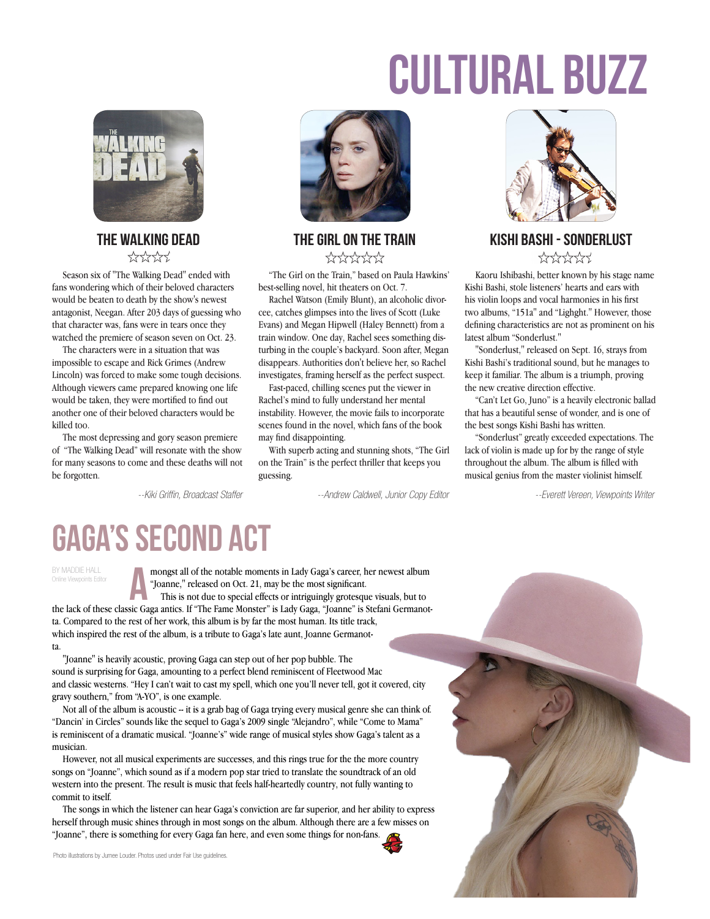# CULTURAL BUZZ

## THE WALKING DEAD

☆☆☆☆

Season six of "The Walking Dead" ended with fans wondering which of their beloved characters would be beaten to death by the show's newest antagonist, Neegan. After 203 days of guessing who that character was, fans were in tears once they watched the premiere of season seven on Oct. 23.

The characters were in a situation that was impossible to escape and Rick Grimes (Andrew Lincoln) was forced to make some tough decisions. Although viewers came prepared knowing one life would be taken, they were mortified to find out another one of their beloved characters would be killed too.

The most depressing and gory season premiere of "The Walking Dead" will resonate with the show for many seasons to come and these deaths will not be forgotten.

*--Kiki Griffin, Broadcast Staffer*

## THE GIRL ON THE TRAIN

☆☆☆☆☆

"The Girl on the Train," based on Paula Hawkins' best-selling novel, hit theaters on Oct. 7.

Rachel Watson (Emily Blunt), an alcoholic divorcee, catches glimpses into the lives of Scott (Luke Evans) and Megan Hipwell (Haley Bennett) from a train window. One day, Rachel sees something disturbing in the couple's backyard. Soon after, Megan disappears. Authorities don't believe her, so Rachel investigates, framing herself as the perfect suspect.

Fast-paced, chilling scenes put the viewer in Rachel's mind to fully understand her mental instability. However, the movie fails to incorporate scenes found in the novel, which fans of the book may find disappointing.

With superb acting and stunning shots, "The Girl on the Train" is the perfect thriller that keeps you guessing.

*--Andrew Caldwell, Junior Copy Editor*

## KISHI BASHI - SONDERLUST

☆☆☆☆☆

Kaoru Ishibashi, better known by his stage name Kishi Bashi, stole listeners' hearts and ears with his violin loops and vocal harmonies in his first two albums, "151a" and "Lighght." However, those defining characteristics are not as prominent on his latest album "Sonderlust."

"Sonderlust," released on Sept. 16, strays from Kishi Bashi's traditional sound, but he manages to keep it familiar. The album is a triumph, proving the new creative direction effective.

"Can't Let Go, Juno" is a heavily electronic ballad that has a beautiful sense of wonder, and is one of the best songs Kishi Bashi has written.

"Sonderlust" greatly exceeded expectations. The lack of violin is made up for by the range of style throughout the album. The album is filled with musical genius from the master violinist himself.

*--Everett Vereen, Viewpoints Writer*

# GAGA'S SECOND ACT

BY MADDIE HALL
Online Viewpoints Editor

Amongst all of the notable moments in Lady Gaga's career, her newest album "Joanne," released on Oct. 21, may be the most significant.

This is not due to special effects or intriguingly grotesque visuals, but to the lack of these classic Gaga antics. If "The Fame Monster" is Lady Gaga, "Joanne" is Stefani Germanotta. Compared to the rest of her work, this album is by far the most human. Its title track, which inspired the rest of the album, is a tribute to Gaga's late aunt, Joanne Germanotta.

"Joanne" is heavily acoustic, proving Gaga can step out of her pop bubble. The sound is surprising for Gaga, amounting to a perfect blend reminiscent of Fleetwood Mac and classic westerns. "Hey I can't wait to cast my spell, which one you'll never tell, got it covered, city gravy southern," from "A-YO", is one example.

Not all of the album is acoustic -- it is a grab bag of Gaga trying every musical genre she can think of. "Dancin' in Circles" sounds like the sequel to Gaga's 2009 single "Alejandro", while "Come to Mama" is reminiscent of a dramatic musical. "Joanne's" wide range of musical styles show Gaga's talent as a musician.

However, not all musical experiments are successes, and this rings true for the the more country songs on "Joanne", which sound as if a modern pop star tried to translate the soundtrack of an old western into the present. The result is music that feels half-heartedly country, not fully wanting to commit to itself.

The songs in which the listener can hear Gaga's conviction are far superior, and her ability to express herself through music shines through in most songs on the album. Although there are a few misses on "Joanne", there is something for every Gaga fan here, and even some things for non-fans.

Photo illustrations by Jurnee Louder. Photos used under Fair Use guidelines.